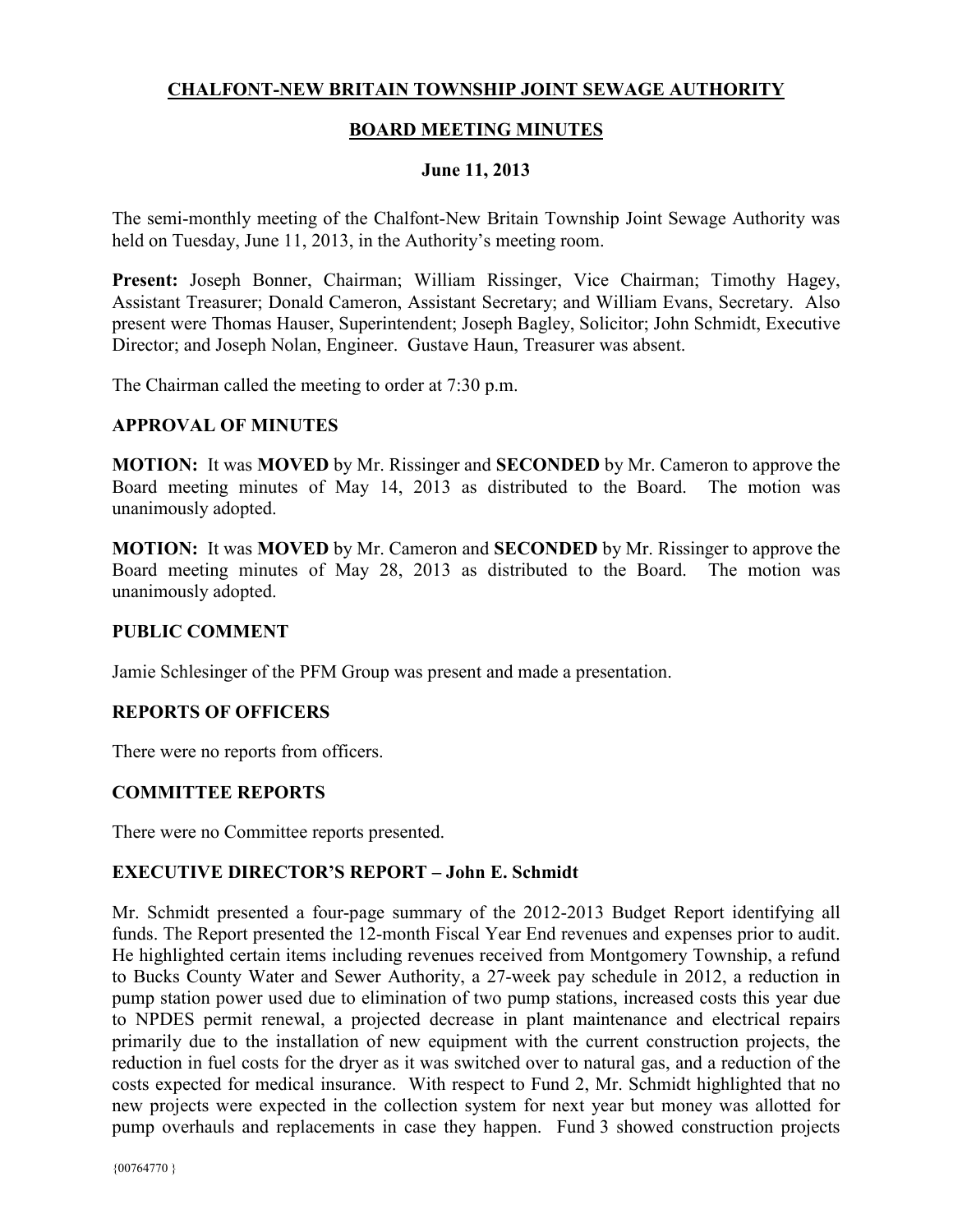# CHALFONT-NEW BRITAIN TOWNSHIP JOINT SEWAGE AUTHORITY

## BOARD MEETING MINUTES

### June 11, 2013

The semi-monthly meeting of the Chalfont-New Britain Township Joint Sewage Authority was held on Tuesday, June 11, 2013, in the Authority's meeting room.

**Present:** Joseph Bonner, Chairman; William Rissinger, Vice Chairman; Timothy Hagey, Assistant Treasurer; Donald Cameron, Assistant Secretary; and William Evans, Secretary. Also present were Thomas Hauser, Superintendent; Joseph Bagley, Solicitor; John Schmidt, Executive Director; and Joseph Nolan, Engineer. Gustave Haun, Treasurer was absent.

The Chairman called the meeting to order at 7:30 p.m.

### APPROVAL OF MINUTES

**MOTION:** It was **MOVED** by Mr. Rissinger and **SECONDED** by Mr. Cameron to approve the Board meeting minutes of May 14, 2013 as distributed to the Board. The motion was unanimously adopted.

**MOTION:** It was **MOVED** by Mr. Cameron and **SECONDED** by Mr. Rissinger to approve the Board meeting minutes of May 28, 2013 as distributed to the Board. The motion was unanimously adopted.

### PUBLIC COMMENT

Jamie Schlesinger of the PFM Group was present and made a presentation.

### REPORTS OF OFFICERS

There were no reports from officers.

### COMMITTEE REPORTS

There were no Committee reports presented.

### EXECUTIVE DIRECTOR'S REPORT – John E. Schmidt

Mr. Schmidt presented a four-page summary of the 2012-2013 Budget Report identifying all funds. The Report presented the 12-month Fiscal Year End revenues and expenses prior to audit. He highlighted certain items including revenues received from Montgomery Township, a refund to Bucks County Water and Sewer Authority, a 27-week pay schedule in 2012, a reduction in pump station power used due to elimination of two pump stations, increased costs this year due to NPDES permit renewal, a projected decrease in plant maintenance and electrical repairs primarily due to the installation of new equipment with the current construction projects, the reduction in fuel costs for the dryer as it was switched over to natural gas, and a reduction of the costs expected for medical insurance. With respect to Fund 2, Mr. Schmidt highlighted that no new projects were expected in the collection system for next year but money was allotted for pump overhauls and replacements in case they happen. Fund 3 showed construction projects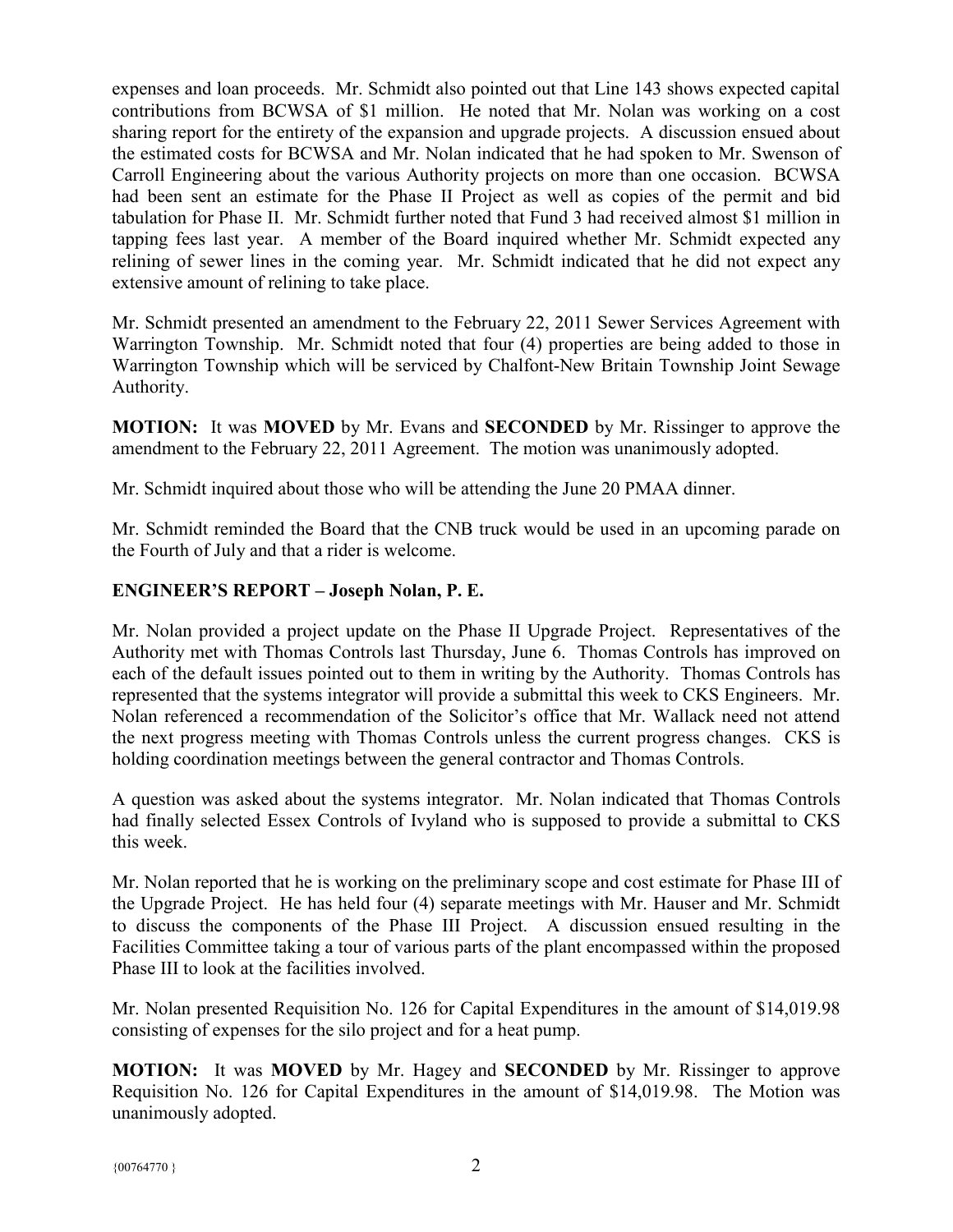expenses and loan proceeds. Mr. Schmidt also pointed out that Line 143 shows expected capital contributions from BCWSA of $1 million. He noted that Mr. Nolan was working on a cost sharing report for the entirety of the expansion and upgrade projects. A discussion ensued about the estimated costs for BCWSA and Mr. Nolan indicated that he had spoken to Mr. Swenson of Carroll Engineering about the various Authority projects on more than one occasion. BCWSA had been sent an estimate for the Phase II Project as well as copies of the permit and bid tabulation for Phase II. Mr. Schmidt further noted that Fund 3 had received almost $1 million in tapping fees last year. A member of the Board inquired whether Mr. Schmidt expected any relining of sewer lines in the coming year. Mr. Schmidt indicated that he did not expect any extensive amount of relining to take place.

Mr. Schmidt presented an amendment to the February 22, 2011 Sewer Services Agreement with Warrington Township. Mr. Schmidt noted that four (4) properties are being added to those in Warrington Township which will be serviced by Chalfont-New Britain Township Joint Sewage Authority.

**MOTION:** It was **MOVED** by Mr. Evans and **SECONDED** by Mr. Rissinger to approve the amendment to the February 22, 2011 Agreement. The motion was unanimously adopted.

Mr. Schmidt inquired about those who will be attending the June 20 PMAA dinner.

Mr. Schmidt reminded the Board that the CNB truck would be used in an upcoming parade on the Fourth of July and that a rider is welcome.

## ENGINEER'S REPORT – Joseph Nolan, P. E.

Mr. Nolan provided a project update on the Phase II Upgrade Project. Representatives of the Authority met with Thomas Controls last Thursday, June 6. Thomas Controls has improved on each of the default issues pointed out to them in writing by the Authority. Thomas Controls has represented that the systems integrator will provide a submittal this week to CKS Engineers. Mr. Nolan referenced a recommendation of the Solicitor's office that Mr. Wallack need not attend the next progress meeting with Thomas Controls unless the current progress changes. CKS is holding coordination meetings between the general contractor and Thomas Controls.

A question was asked about the systems integrator. Mr. Nolan indicated that Thomas Controls had finally selected Essex Controls of Ivyland who is supposed to provide a submittal to CKS this week.

Mr. Nolan reported that he is working on the preliminary scope and cost estimate for Phase III of the Upgrade Project. He has held four (4) separate meetings with Mr. Hauser and Mr. Schmidt to discuss the components of the Phase III Project. A discussion ensued resulting in the Facilities Committee taking a tour of various parts of the plant encompassed within the proposed Phase III to look at the facilities involved.

Mr. Nolan presented Requisition No. 126 for Capital Expenditures in the amount of $14,019.98 consisting of expenses for the silo project and for a heat pump.

**MOTION:** It was **MOVED** by Mr. Hagey and **SECONDED** by Mr. Rissinger to approve Requisition No. 126 for Capital Expenditures in the amount of $14,019.98. The Motion was unanimously adopted.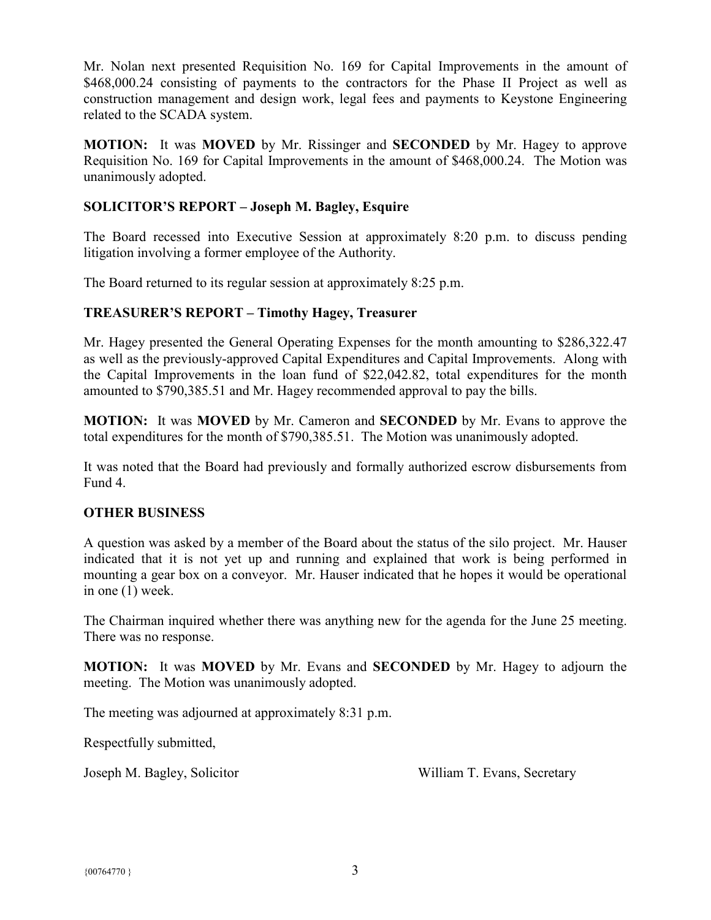Mr. Nolan next presented Requisition No. 169 for Capital Improvements in the amount of $468,000.24 consisting of payments to the contractors for the Phase II Project as well as construction management and design work, legal fees and payments to Keystone Engineering related to the SCADA system.

**MOTION:** It was **MOVED** by Mr. Rissinger and **SECONDED** by Mr. Hagey to approve Requisition No. 169 for Capital Improvements in the amount of $468,000.24. The Motion was unanimously adopted.

## SOLICITOR'S REPORT – Joseph M. Bagley, Esquire

The Board recessed into Executive Session at approximately 8:20 p.m. to discuss pending litigation involving a former employee of the Authority.

The Board returned to its regular session at approximately 8:25 p.m.

## TREASURER'S REPORT – Timothy Hagey, Treasurer

Mr. Hagey presented the General Operating Expenses for the month amounting to $286,322.47 as well as the previously-approved Capital Expenditures and Capital Improvements. Along with the Capital Improvements in the loan fund of $22,042.82, total expenditures for the month amounted to $790,385.51 and Mr. Hagey recommended approval to pay the bills.

**MOTION:** It was **MOVED** by Mr. Cameron and **SECONDED** by Mr. Evans to approve the total expenditures for the month of $790,385.51. The Motion was unanimously adopted.

It was noted that the Board had previously and formally authorized escrow disbursements from Fund 4.

## OTHER BUSINESS

A question was asked by a member of the Board about the status of the silo project. Mr. Hauser indicated that it is not yet up and running and explained that work is being performed in mounting a gear box on a conveyor. Mr. Hauser indicated that he hopes it would be operational in one (1) week.

The Chairman inquired whether there was anything new for the agenda for the June 25 meeting. There was no response.

**MOTION:** It was **MOVED** by Mr. Evans and **SECONDED** by Mr. Hagey to adjourn the meeting. The Motion was unanimously adopted.

The meeting was adjourned at approximately 8:31 p.m.

Respectfully submitted,

Joseph M. Bagley, Solicitor

William T. Evans, Secretary

{00764770 }